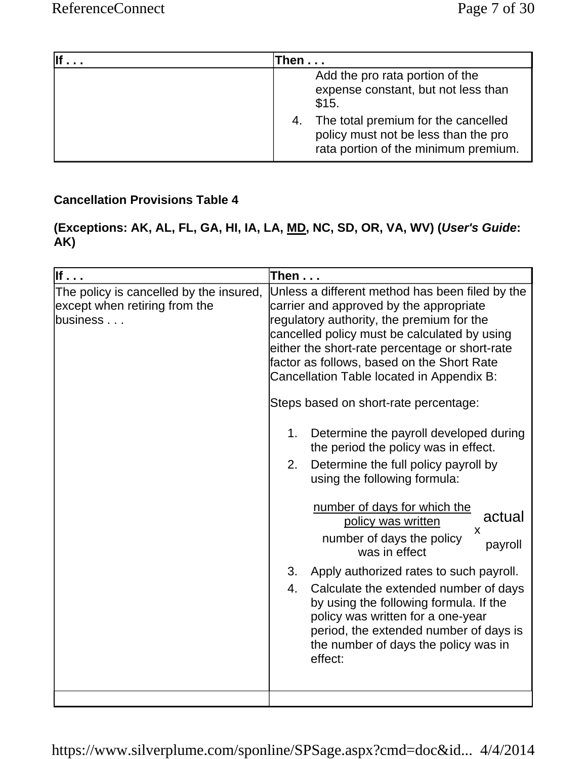| If . . . | Then . . . |
| --- | --- |
| | Add the pro rata portion of the expense constant, but not less than $15.<br>4. The total premium for the cancelled policy must not be less than the pro rata portion of the minimum premium. |

**Cancellation Provisions Table 4**

**(Exceptions: AK, AL, FL, GA, HI, IA, LA, <u>MD</u>, NC, SD, OR, VA, WV) (*User's Guide*: AK)**

| If . . . | Then . . . |
| --- | --- |
| The policy is cancelled by the insured, except when retiring from the business . . . | Unless a different method has been filed by the carrier and approved by the appropriate regulatory authority, the premium for the cancelled policy must be calculated by using either the short-rate percentage or short-rate factor as follows, based on the Short Rate Cancellation Table located in Appendix B:<br><br>Steps based on short-rate percentage:<br><br>1. Determine the payroll developed during the period the policy was in effect.<br>2. Determine the full policy payroll by using the following formula:<br><br>$\frac{\text{number of days for which the policy was written}}{\text{number of days the policy was in effect}} \times \text{actual payroll}$<br><br>3. Apply authorized rates to such payroll.<br>4. Calculate the extended number of days by using the following formula. If the policy was written for a one-year period, the extended number of days is the number of days the policy was in effect: |
| | |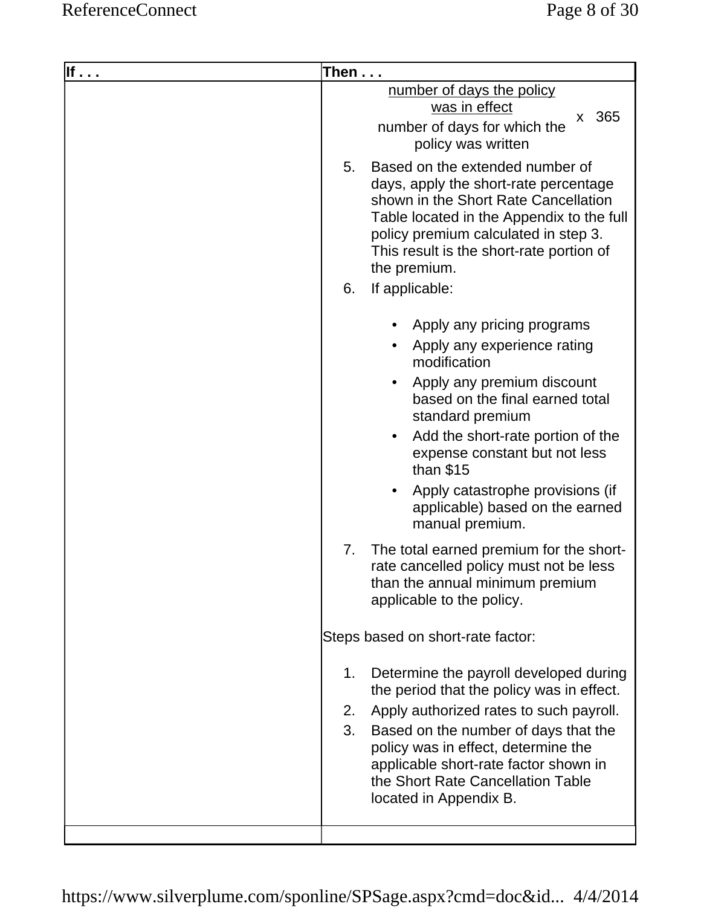| If . . . | Then . . . |
| --- | --- |
| | $$\frac{\text{number of days the policy was in effect}}{\text{number of days for which the policy was written}} \times 365$$<br>5. Based on the extended number of days, apply the short-rate percentage shown in the Short Rate Cancellation Table located in the Appendix to the full policy premium calculated in step 3. This result is the short-rate portion of the premium.<br>6. If applicable:<br>• Apply any pricing programs<br>• Apply any experience rating modification<br>• Apply any premium discount based on the final earned total standard premium<br>• Add the short-rate portion of the expense constant but not less than $15<br>• Apply catastrophe provisions (if applicable) based on the earned manual premium.<br>7. The total earned premium for the short-rate cancelled policy must not be less than the annual minimum premium applicable to the policy.<br><br>Steps based on short-rate factor:<br>1. Determine the payroll developed during the period that the policy was in effect.<br>2. Apply authorized rates to such payroll.<br>3. Based on the number of days that the policy was in effect, determine the applicable short-rate factor shown in the Short Rate Cancellation Table located in Appendix B. |
| | |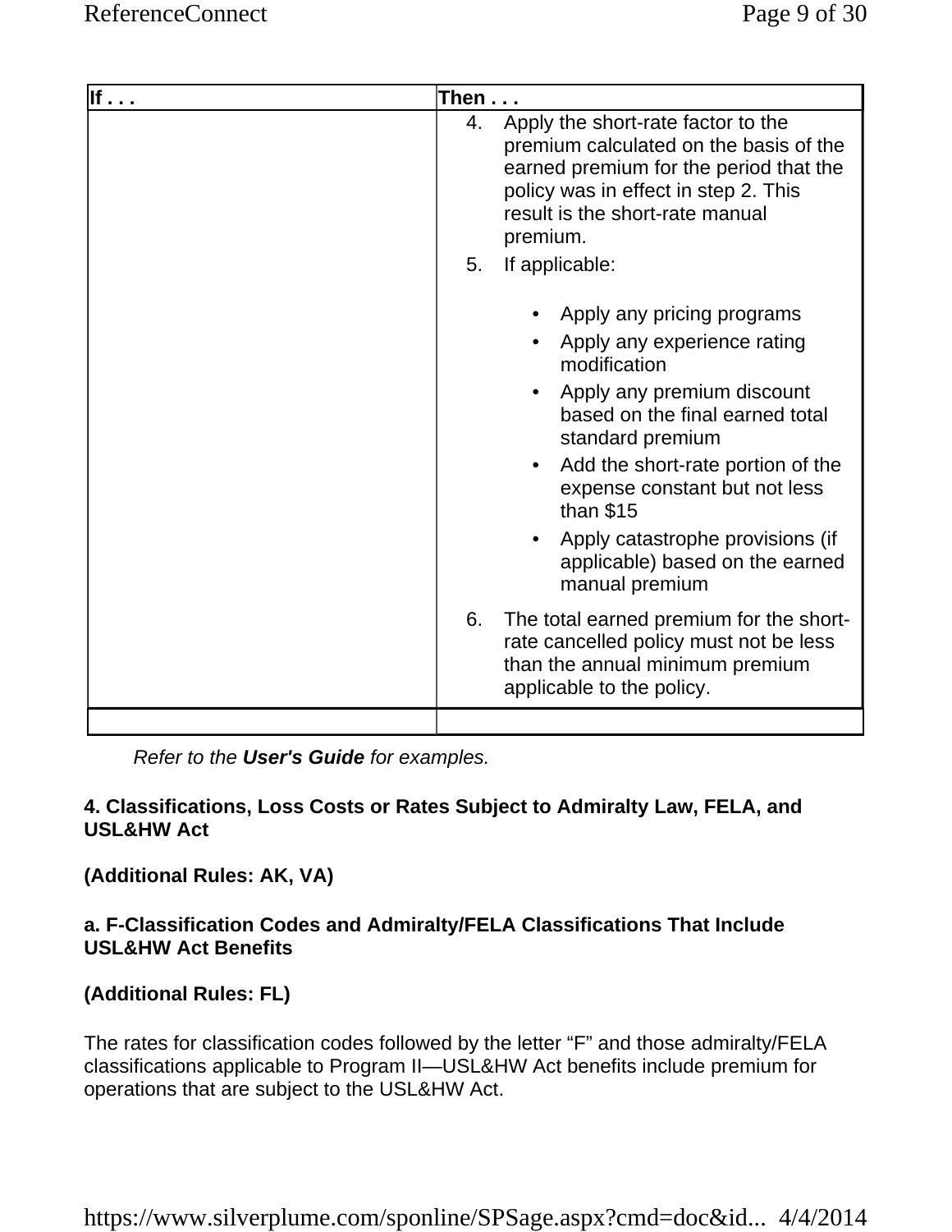| If . . . | Then . . . |
| --- | --- |
| | 4. Apply the short-rate factor to the premium calculated on the basis of the earned premium for the period that the policy was in effect in step 2. This result is the short-rate manual premium.<br>5. If applicable:<br>• Apply any pricing programs<br>• Apply any experience rating modification<br>• Apply any premium discount based on the final earned total standard premium<br>• Add the short-rate portion of the expense constant but not less than $15<br>• Apply catastrophe provisions (if applicable) based on the earned manual premium<br>6. The total earned premium for the short-rate cancelled policy must not be less than the annual minimum premium applicable to the policy. |
| | |

*Refer to the **User's Guide** for examples.*

**4. Classifications, Loss Costs or Rates Subject to Admiralty Law, FELA, and USL&HW Act**

**(Additional Rules: AK, VA)**

**a. F-Classification Codes and Admiralty/FELA Classifications That Include USL&HW Act Benefits**

**(Additional Rules: FL)**

The rates for classification codes followed by the letter "F" and those admiralty/FELA classifications applicable to Program II—USL&HW Act benefits include premium for operations that are subject to the USL&HW Act.